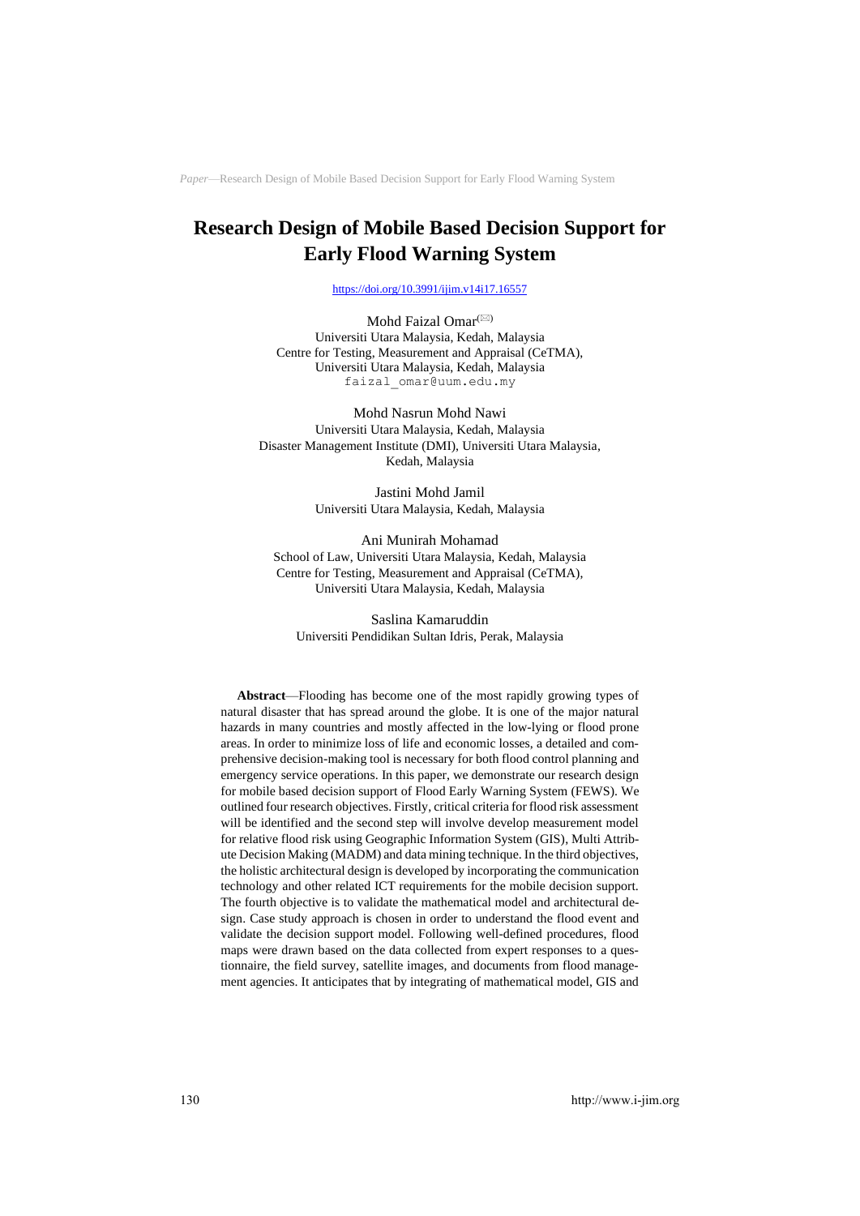# Research Design of Mobile Based Decision Support for Early Flood Warning System

https://doi.org/10.3991/ijim.v14i17.16557

Mohd Faizal Omar(✉)
Universiti Utara Malaysia, Kedah, Malaysia
Centre for Testing, Measurement and Appraisal (CeTMA), Universiti Utara Malaysia, Kedah, Malaysia
faizal_omar@uum.edu.my

Mohd Nasrun Mohd Nawi
Universiti Utara Malaysia, Kedah, Malaysia
Disaster Management Institute (DMI), Universiti Utara Malaysia, Kedah, Malaysia

Jastini Mohd Jamil
Universiti Utara Malaysia, Kedah, Malaysia

Ani Munirah Mohamad
School of Law, Universiti Utara Malaysia, Kedah, Malaysia
Centre for Testing, Measurement and Appraisal (CeTMA), Universiti Utara Malaysia, Kedah, Malaysia

Saslina Kamaruddin
Universiti Pendidikan Sultan Idris, Perak, Malaysia

**Abstract**—Flooding has become one of the most rapidly growing types of natural disaster that has spread around the globe. It is one of the major natural hazards in many countries and mostly affected in the low-lying or flood prone areas. In order to minimize loss of life and economic losses, a detailed and comprehensive decision-making tool is necessary for both flood control planning and emergency service operations. In this paper, we demonstrate our research design for mobile based decision support of Flood Early Warning System (FEWS). We outlined four research objectives. Firstly, critical criteria for flood risk assessment will be identified and the second step will involve develop measurement model for relative flood risk using Geographic Information System (GIS), Multi Attribute Decision Making (MADM) and data mining technique. In the third objectives, the holistic architectural design is developed by incorporating the communication technology and other related ICT requirements for the mobile decision support. The fourth objective is to validate the mathematical model and architectural design. Case study approach is chosen in order to understand the flood event and validate the decision support model. Following well-defined procedures, flood maps were drawn based on the data collected from expert responses to a questionnaire, the field survey, satellite images, and documents from flood management agencies. It anticipates that by integrating of mathematical model, GIS and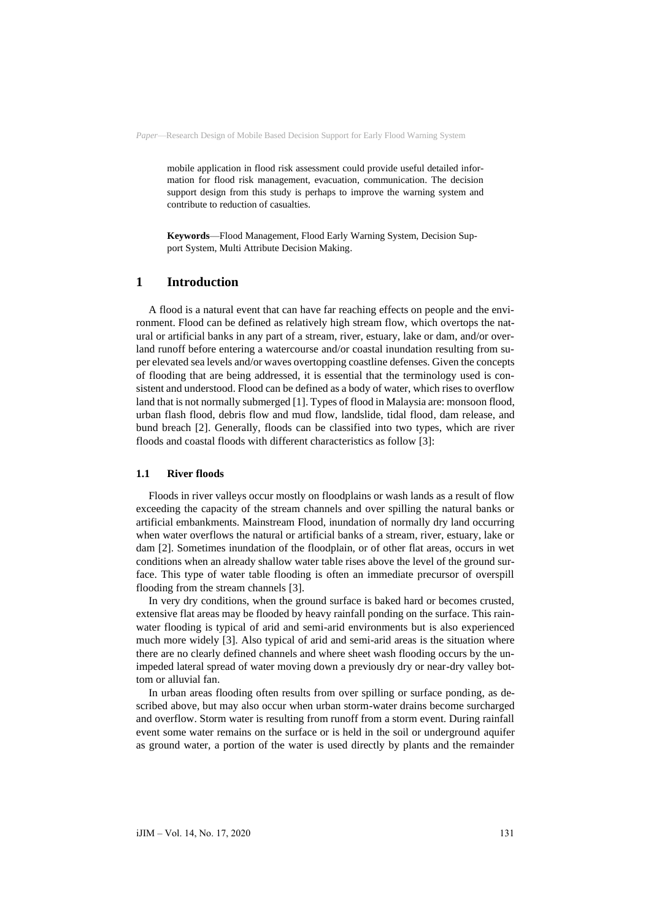mobile application in flood risk assessment could provide useful detailed information for flood risk management, evacuation, communication. The decision support design from this study is perhaps to improve the warning system and contribute to reduction of casualties.

**Keywords**—Flood Management, Flood Early Warning System, Decision Support System, Multi Attribute Decision Making.

# 1 Introduction

A flood is a natural event that can have far reaching effects on people and the environment. Flood can be defined as relatively high stream flow, which overtops the natural or artificial banks in any part of a stream, river, estuary, lake or dam, and/or overland runoff before entering a watercourse and/or coastal inundation resulting from super elevated sea levels and/or waves overtopping coastline defenses. Given the concepts of flooding that are being addressed, it is essential that the terminology used is consistent and understood. Flood can be defined as a body of water, which rises to overflow land that is not normally submerged [1]. Types of flood in Malaysia are: monsoon flood, urban flash flood, debris flow and mud flow, landslide, tidal flood, dam release, and bund breach [2]. Generally, floods can be classified into two types, which are river floods and coastal floods with different characteristics as follow [3]:

## 1.1 River floods

Floods in river valleys occur mostly on floodplains or wash lands as a result of flow exceeding the capacity of the stream channels and over spilling the natural banks or artificial embankments. Mainstream Flood, inundation of normally dry land occurring when water overflows the natural or artificial banks of a stream, river, estuary, lake or dam [2]. Sometimes inundation of the floodplain, or of other flat areas, occurs in wet conditions when an already shallow water table rises above the level of the ground surface. This type of water table flooding is often an immediate precursor of overspill flooding from the stream channels [3].

In very dry conditions, when the ground surface is baked hard or becomes crusted, extensive flat areas may be flooded by heavy rainfall ponding on the surface. This rainwater flooding is typical of arid and semi-arid environments but is also experienced much more widely [3]. Also typical of arid and semi-arid areas is the situation where there are no clearly defined channels and where sheet wash flooding occurs by the unimpeded lateral spread of water moving down a previously dry or near-dry valley bottom or alluvial fan.

In urban areas flooding often results from over spilling or surface ponding, as described above, but may also occur when urban storm-water drains become surcharged and overflow. Storm water is resulting from runoff from a storm event. During rainfall event some water remains on the surface or is held in the soil or underground aquifer as ground water, a portion of the water is used directly by plants and the remainder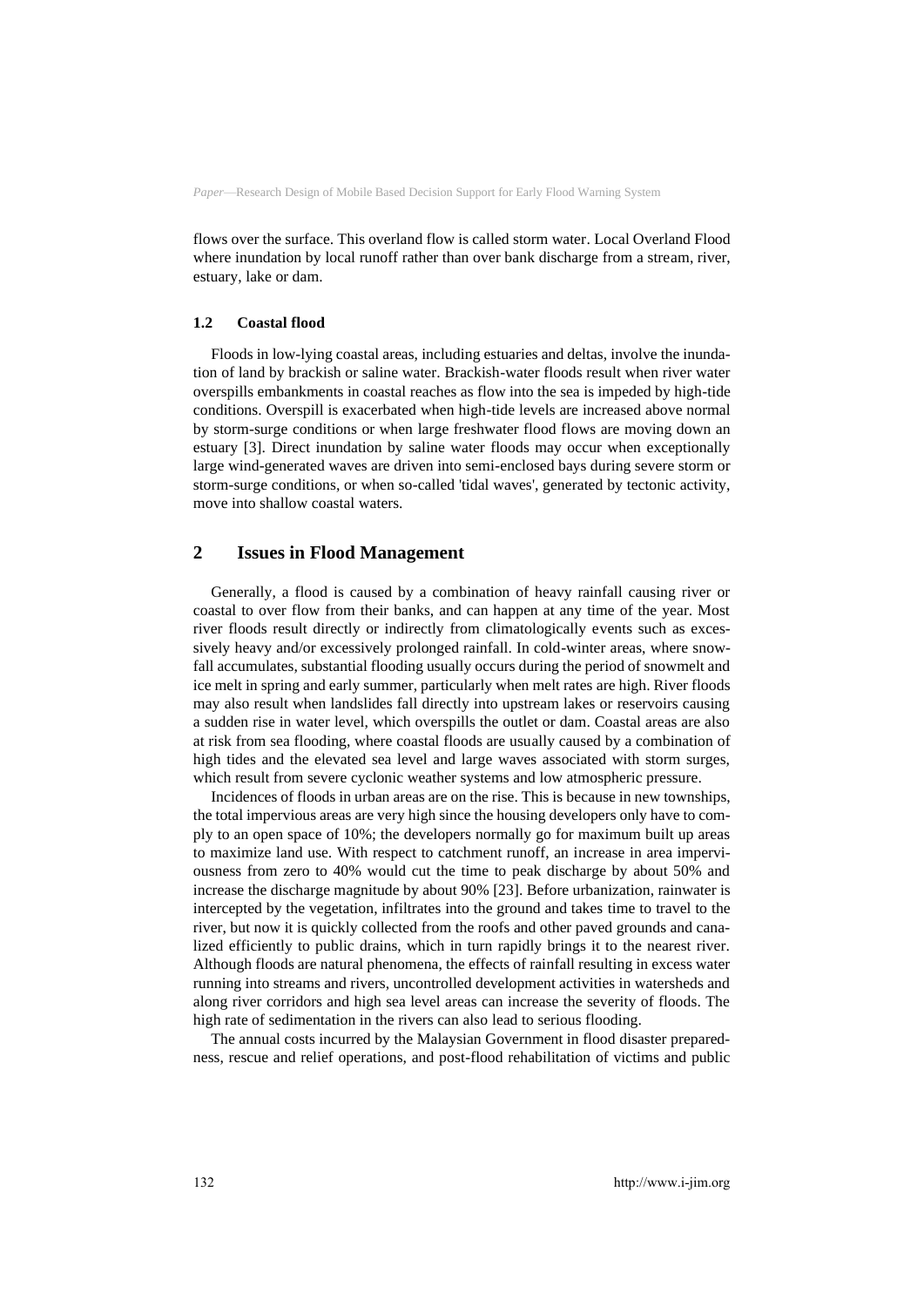flows over the surface. This overland flow is called storm water. Local Overland Flood where inundation by local runoff rather than over bank discharge from a stream, river, estuary, lake or dam.

### 1.2 Coastal flood

Floods in low-lying coastal areas, including estuaries and deltas, involve the inundation of land by brackish or saline water. Brackish-water floods result when river water overspills embankments in coastal reaches as flow into the sea is impeded by high-tide conditions. Overspill is exacerbated when high-tide levels are increased above normal by storm-surge conditions or when large freshwater flood flows are moving down an estuary [3]. Direct inundation by saline water floods may occur when exceptionally large wind-generated waves are driven into semi-enclosed bays during severe storm or storm-surge conditions, or when so-called 'tidal waves', generated by tectonic activity, move into shallow coastal waters.

## 2 Issues in Flood Management

Generally, a flood is caused by a combination of heavy rainfall causing river or coastal to over flow from their banks, and can happen at any time of the year. Most river floods result directly or indirectly from climatologically events such as excessively heavy and/or excessively prolonged rainfall. In cold-winter areas, where snowfall accumulates, substantial flooding usually occurs during the period of snowmelt and ice melt in spring and early summer, particularly when melt rates are high. River floods may also result when landslides fall directly into upstream lakes or reservoirs causing a sudden rise in water level, which overspills the outlet or dam. Coastal areas are also at risk from sea flooding, where coastal floods are usually caused by a combination of high tides and the elevated sea level and large waves associated with storm surges, which result from severe cyclonic weather systems and low atmospheric pressure.

Incidences of floods in urban areas are on the rise. This is because in new townships, the total impervious areas are very high since the housing developers only have to comply to an open space of 10%; the developers normally go for maximum built up areas to maximize land use. With respect to catchment runoff, an increase in area imperviousness from zero to 40% would cut the time to peak discharge by about 50% and increase the discharge magnitude by about 90% [23]. Before urbanization, rainwater is intercepted by the vegetation, infiltrates into the ground and takes time to travel to the river, but now it is quickly collected from the roofs and other paved grounds and canalized efficiently to public drains, which in turn rapidly brings it to the nearest river. Although floods are natural phenomena, the effects of rainfall resulting in excess water running into streams and rivers, uncontrolled development activities in watersheds and along river corridors and high sea level areas can increase the severity of floods. The high rate of sedimentation in the rivers can also lead to serious flooding.

The annual costs incurred by the Malaysian Government in flood disaster preparedness, rescue and relief operations, and post-flood rehabilitation of victims and public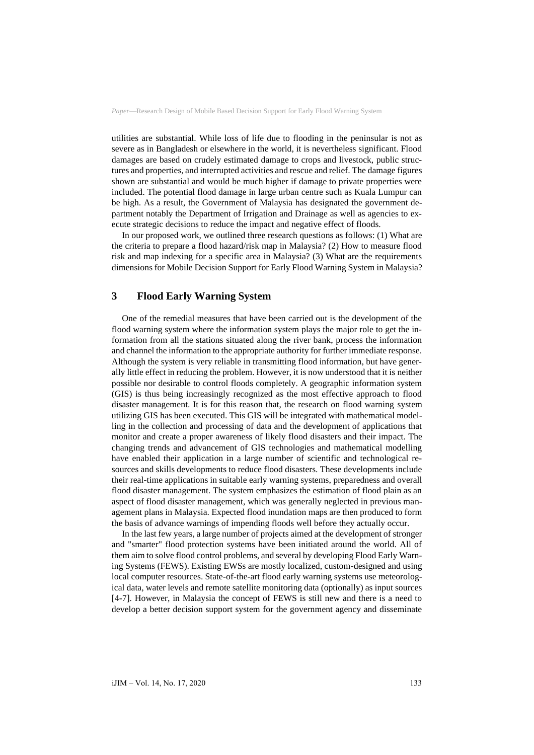utilities are substantial. While loss of life due to flooding in the peninsular is not as severe as in Bangladesh or elsewhere in the world, it is nevertheless significant. Flood damages are based on crudely estimated damage to crops and livestock, public structures and properties, and interrupted activities and rescue and relief. The damage figures shown are substantial and would be much higher if damage to private properties were included. The potential flood damage in large urban centre such as Kuala Lumpur can be high. As a result, the Government of Malaysia has designated the government department notably the Department of Irrigation and Drainage as well as agencies to execute strategic decisions to reduce the impact and negative effect of floods.

In our proposed work, we outlined three research questions as follows: (1) What are the criteria to prepare a flood hazard/risk map in Malaysia? (2) How to measure flood risk and map indexing for a specific area in Malaysia? (3) What are the requirements dimensions for Mobile Decision Support for Early Flood Warning System in Malaysia?

## 3 Flood Early Warning System

One of the remedial measures that have been carried out is the development of the flood warning system where the information system plays the major role to get the information from all the stations situated along the river bank, process the information and channel the information to the appropriate authority for further immediate response. Although the system is very reliable in transmitting flood information, but have generally little effect in reducing the problem. However, it is now understood that it is neither possible nor desirable to control floods completely. A geographic information system (GIS) is thus being increasingly recognized as the most effective approach to flood disaster management. It is for this reason that, the research on flood warning system utilizing GIS has been executed. This GIS will be integrated with mathematical modelling in the collection and processing of data and the development of applications that monitor and create a proper awareness of likely flood disasters and their impact. The changing trends and advancement of GIS technologies and mathematical modelling have enabled their application in a large number of scientific and technological resources and skills developments to reduce flood disasters. These developments include their real-time applications in suitable early warning systems, preparedness and overall flood disaster management. The system emphasizes the estimation of flood plain as an aspect of flood disaster management, which was generally neglected in previous management plans in Malaysia. Expected flood inundation maps are then produced to form the basis of advance warnings of impending floods well before they actually occur.

In the last few years, a large number of projects aimed at the development of stronger and "smarter" flood protection systems have been initiated around the world. All of them aim to solve flood control problems, and several by developing Flood Early Warning Systems (FEWS). Existing EWSs are mostly localized, custom-designed and using local computer resources. State-of-the-art flood early warning systems use meteorological data, water levels and remote satellite monitoring data (optionally) as input sources [4-7]. However, in Malaysia the concept of FEWS is still new and there is a need to develop a better decision support system for the government agency and disseminate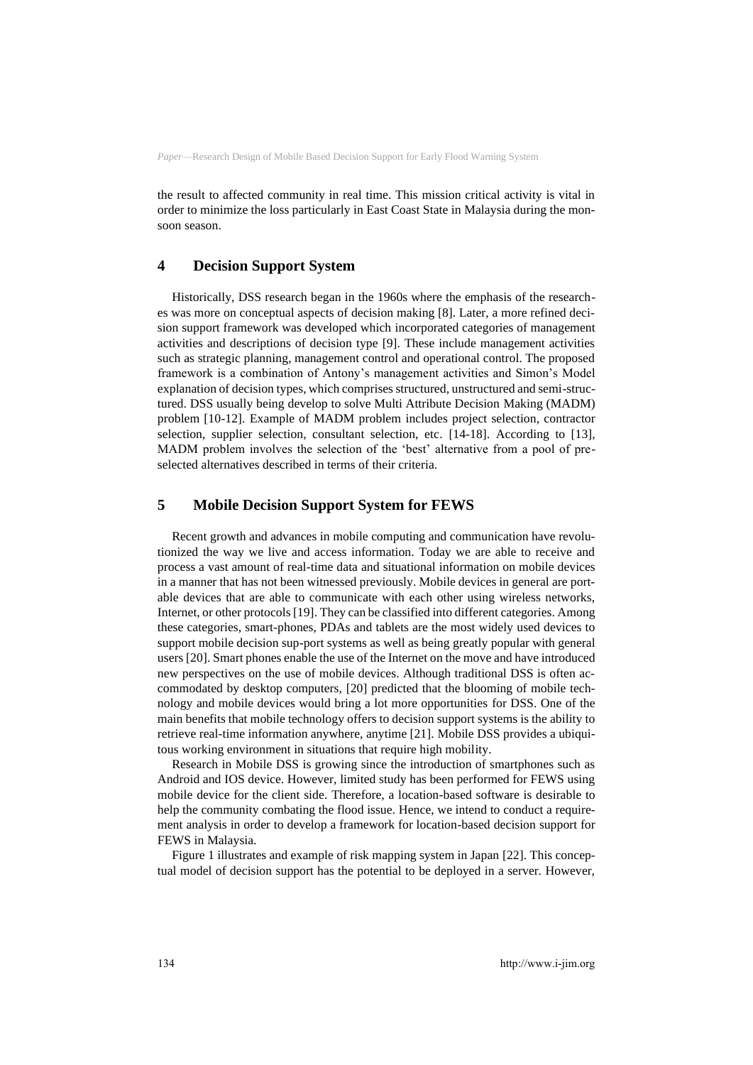the result to affected community in real time. This mission critical activity is vital in order to minimize the loss particularly in East Coast State in Malaysia during the monsoon season.

## 4 Decision Support System

Historically, DSS research began in the 1960s where the emphasis of the researches was more on conceptual aspects of decision making [8]. Later, a more refined decision support framework was developed which incorporated categories of management activities and descriptions of decision type [9]. These include management activities such as strategic planning, management control and operational control. The proposed framework is a combination of Antony's management activities and Simon's Model explanation of decision types, which comprises structured, unstructured and semi-structured. DSS usually being develop to solve Multi Attribute Decision Making (MADM) problem [10-12]. Example of MADM problem includes project selection, contractor selection, supplier selection, consultant selection, etc. [14-18]. According to [13], MADM problem involves the selection of the 'best' alternative from a pool of preselected alternatives described in terms of their criteria.

## 5 Mobile Decision Support System for FEWS

Recent growth and advances in mobile computing and communication have revolutionized the way we live and access information. Today we are able to receive and process a vast amount of real-time data and situational information on mobile devices in a manner that has not been witnessed previously. Mobile devices in general are portable devices that are able to communicate with each other using wireless networks, Internet, or other protocols [19]. They can be classified into different categories. Among these categories, smart-phones, PDAs and tablets are the most widely used devices to support mobile decision sup-port systems as well as being greatly popular with general users [20]. Smart phones enable the use of the Internet on the move and have introduced new perspectives on the use of mobile devices. Although traditional DSS is often accommodated by desktop computers, [20] predicted that the blooming of mobile technology and mobile devices would bring a lot more opportunities for DSS. One of the main benefits that mobile technology offers to decision support systems is the ability to retrieve real-time information anywhere, anytime [21]. Mobile DSS provides a ubiquitous working environment in situations that require high mobility.

Research in Mobile DSS is growing since the introduction of smartphones such as Android and IOS device. However, limited study has been performed for FEWS using mobile device for the client side. Therefore, a location-based software is desirable to help the community combating the flood issue. Hence, we intend to conduct a requirement analysis in order to develop a framework for location-based decision support for FEWS in Malaysia.

Figure 1 illustrates and example of risk mapping system in Japan [22]. This conceptual model of decision support has the potential to be deployed in a server. However,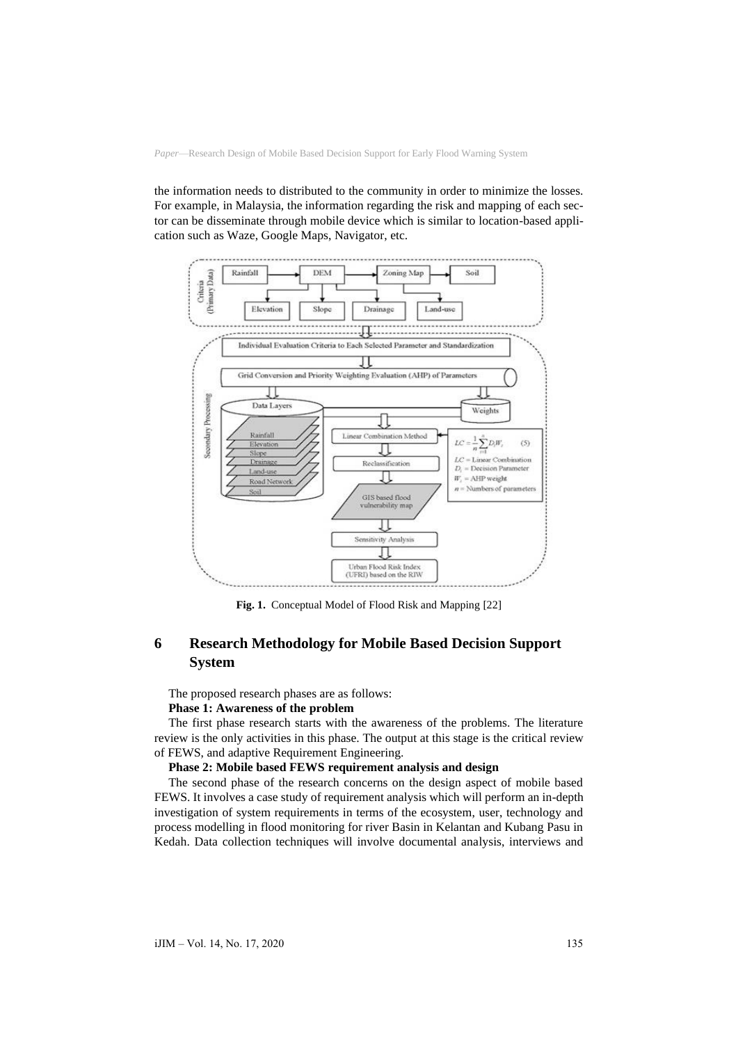the information needs to distributed to the community in order to minimize the losses. For example, in Malaysia, the information regarding the risk and mapping of each sector can be disseminate through mobile device which is similar to location-based application such as Waze, Google Maps, Navigator, etc.

**Fig. 1.** Conceptual Model of Flood Risk and Mapping [22]

## 6 Research Methodology for Mobile Based Decision Support System

The proposed research phases are as follows:

**Phase 1: Awareness of the problem**

The first phase research starts with the awareness of the problems. The literature review is the only activities in this phase. The output at this stage is the critical review of FEWS, and adaptive Requirement Engineering.

**Phase 2: Mobile based FEWS requirement analysis and design**

The second phase of the research concerns on the design aspect of mobile based FEWS. It involves a case study of requirement analysis which will perform an in-depth investigation of system requirements in terms of the ecosystem, user, technology and process modelling in flood monitoring for river Basin in Kelantan and Kubang Pasu in Kedah. Data collection techniques will involve documental analysis, interviews and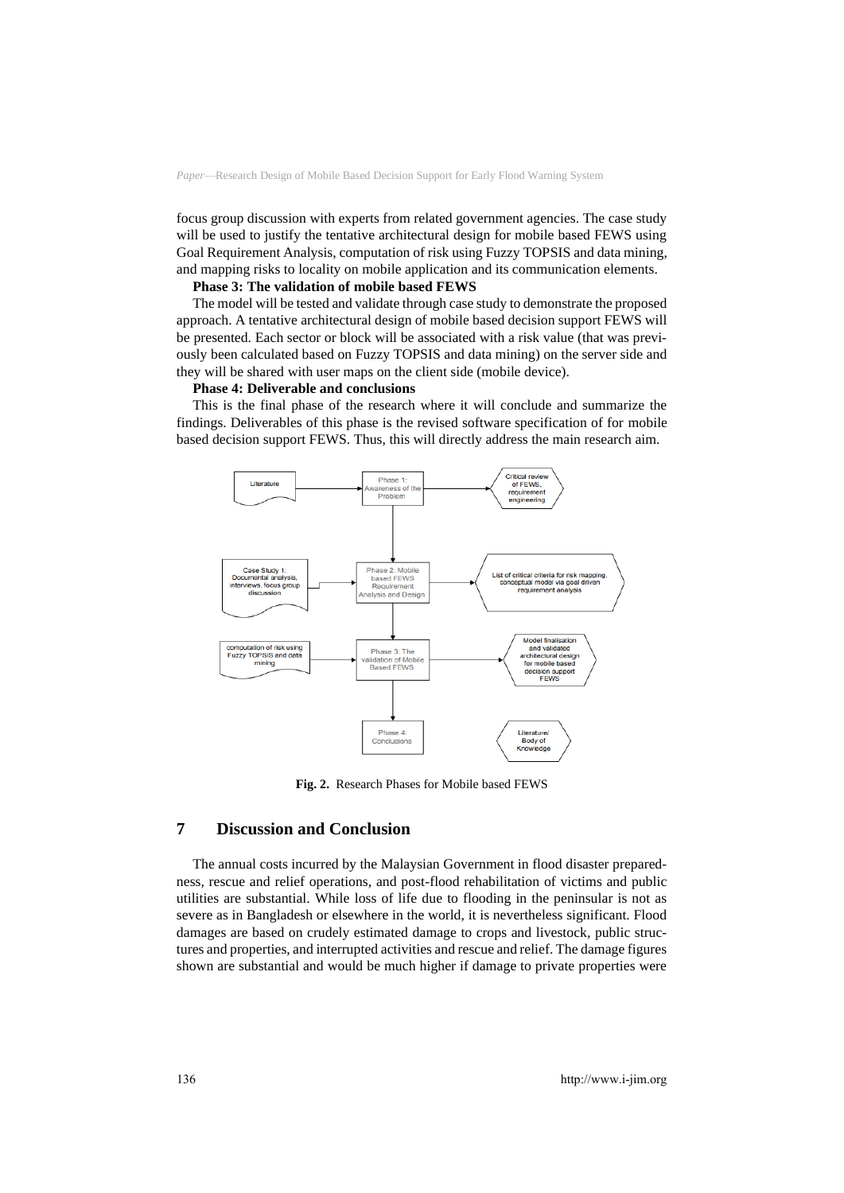focus group discussion with experts from related government agencies. The case study will be used to justify the tentative architectural design for mobile based FEWS using Goal Requirement Analysis, computation of risk using Fuzzy TOPSIS and data mining, and mapping risks to locality on mobile application and its communication elements.

**Phase 3: The validation of mobile based FEWS**

The model will be tested and validate through case study to demonstrate the proposed approach. A tentative architectural design of mobile based decision support FEWS will be presented. Each sector or block will be associated with a risk value (that was previously been calculated based on Fuzzy TOPSIS and data mining) on the server side and they will be shared with user maps on the client side (mobile device).

**Phase 4: Deliverable and conclusions**

This is the final phase of the research where it will conclude and summarize the findings. Deliverables of this phase is the revised software specification of for mobile based decision support FEWS. Thus, this will directly address the main research aim.

**Fig. 2.** Research Phases for Mobile based FEWS

## 7 Discussion and Conclusion

The annual costs incurred by the Malaysian Government in flood disaster preparedness, rescue and relief operations, and post-flood rehabilitation of victims and public utilities are substantial. While loss of life due to flooding in the peninsular is not as severe as in Bangladesh or elsewhere in the world, it is nevertheless significant. Flood damages are based on crudely estimated damage to crops and livestock, public structures and properties, and interrupted activities and rescue and relief. The damage figures shown are substantial and would be much higher if damage to private properties were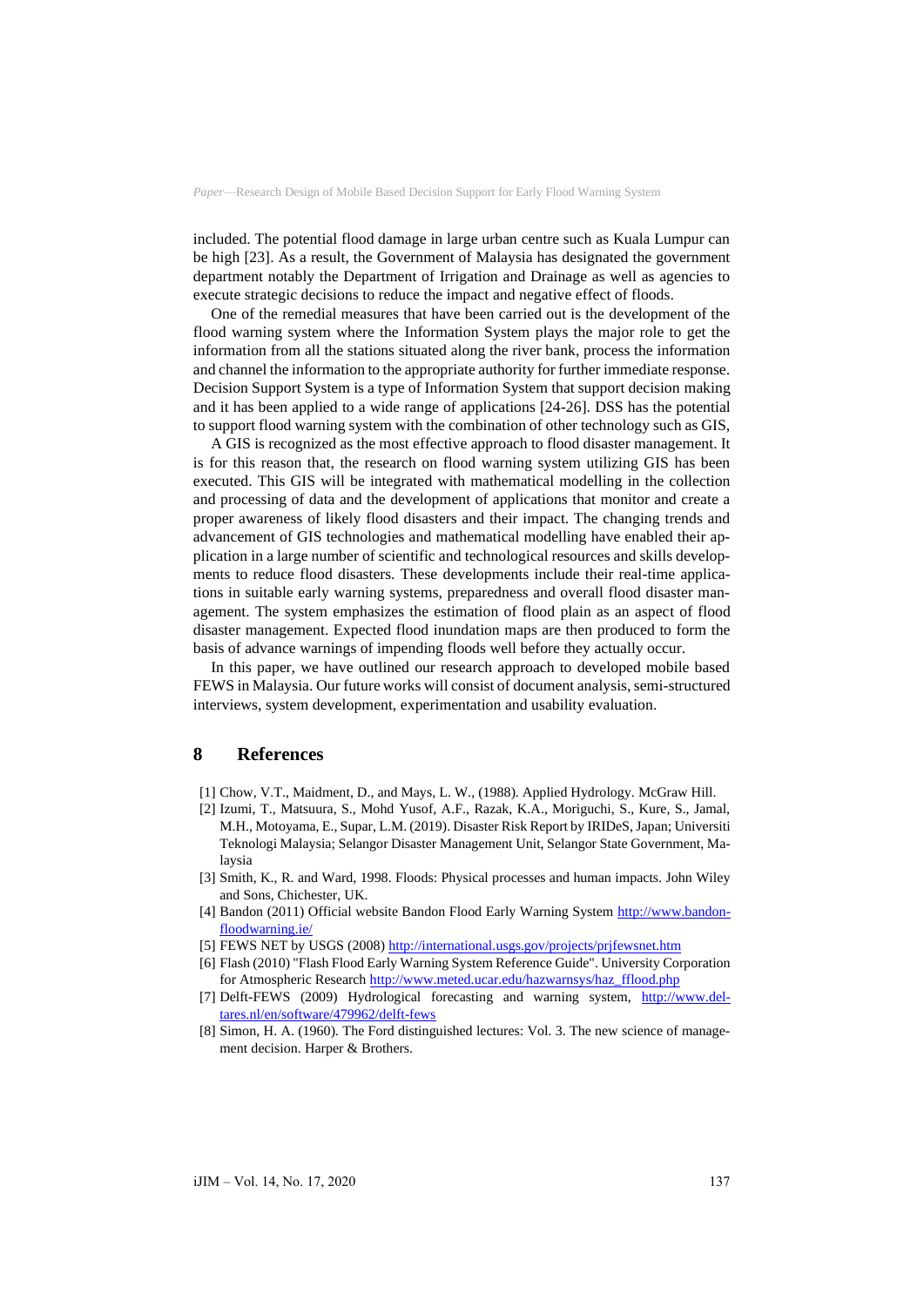included. The potential flood damage in large urban centre such as Kuala Lumpur can be high [23]. As a result, the Government of Malaysia has designated the government department notably the Department of Irrigation and Drainage as well as agencies to execute strategic decisions to reduce the impact and negative effect of floods.

One of the remedial measures that have been carried out is the development of the flood warning system where the Information System plays the major role to get the information from all the stations situated along the river bank, process the information and channel the information to the appropriate authority for further immediate response. Decision Support System is a type of Information System that support decision making and it has been applied to a wide range of applications [24-26]. DSS has the potential to support flood warning system with the combination of other technology such as GIS,

A GIS is recognized as the most effective approach to flood disaster management. It is for this reason that, the research on flood warning system utilizing GIS has been executed. This GIS will be integrated with mathematical modelling in the collection and processing of data and the development of applications that monitor and create a proper awareness of likely flood disasters and their impact. The changing trends and advancement of GIS technologies and mathematical modelling have enabled their application in a large number of scientific and technological resources and skills developments to reduce flood disasters. These developments include their real-time applications in suitable early warning systems, preparedness and overall flood disaster management. The system emphasizes the estimation of flood plain as an aspect of flood disaster management. Expected flood inundation maps are then produced to form the basis of advance warnings of impending floods well before they actually occur.

In this paper, we have outlined our research approach to developed mobile based FEWS in Malaysia. Our future works will consist of document analysis, semi-structured interviews, system development, experimentation and usability evaluation.

## 8 References

[1] Chow, V.T., Maidment, D., and Mays, L. W., (1988). Applied Hydrology. McGraw Hill.

[2] Izumi, T., Matsuura, S., Mohd Yusof, A.F., Razak, K.A., Moriguchi, S., Kure, S., Jamal, M.H., Motoyama, E., Supar, L.M. (2019). Disaster Risk Report by IRIDeS, Japan; Universiti Teknologi Malaysia; Selangor Disaster Management Unit, Selangor State Government, Malaysia

[3] Smith, K., R. and Ward, 1998. Floods: Physical processes and human impacts. John Wiley and Sons, Chichester, UK.

[4] Bandon (2011) Official website Bandon Flood Early Warning System http://www.bandon-floodwarning.ie/

[5] FEWS NET by USGS (2008) http://international.usgs.gov/projects/prjfewsnet.htm

[6] Flash (2010) "Flash Flood Early Warning System Reference Guide". University Corporation for Atmospheric Research http://www.meted.ucar.edu/hazwarnsys/haz_fflood.php

[7] Delft-FEWS (2009) Hydrological forecasting and warning system, http://www.deltares.nl/en/software/479962/delft-fews

[8] Simon, H. A. (1960). The Ford distinguished lectures: Vol. 3. The new science of management decision. Harper & Brothers.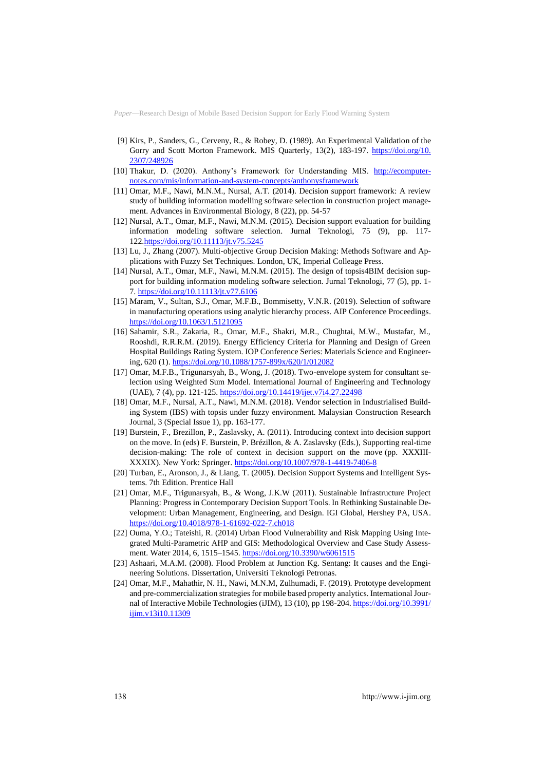[9] Kirs, P., Sanders, G., Cerveny, R., & Robey, D. (1989). An Experimental Validation of the Gorry and Scott Morton Framework. MIS Quarterly, 13(2), 183-197. https://doi.org/10.2307/248926

[10] Thakur, D. (2020). Anthony's Framework for Understanding MIS. http://ecomputernotes.com/mis/information-and-system-concepts/anthonysframework

[11] Omar, M.F., Nawi, M.N.M., Nursal, A.T. (2014). Decision support framework: A review study of building information modelling software selection in construction project management. Advances in Environmental Biology, 8 (22), pp. 54-57

[12] Nursal, A.T., Omar, M.F., Nawi, M.N.M. (2015). Decision support evaluation for building information modeling software selection. Jurnal Teknologi, 75 (9), pp. 117-122.https://doi.org/10.11113/jt.v75.5245

[13] Lu, J., Zhang (2007). Multi-objective Group Decision Making: Methods Software and Applications with Fuzzy Set Techniques. London, UK, Imperial Colleage Press.

[14] Nursal, A.T., Omar, M.F., Nawi, M.N.M. (2015). The design of topsis4BIM decision support for building information modeling software selection. Jurnal Teknologi, 77 (5), pp. 1-7. https://doi.org/10.11113/jt.v77.6106

[15] Maram, V., Sultan, S.J., Omar, M.F.B., Bommisetty, V.N.R. (2019). Selection of software in manufacturing operations using analytic hierarchy process. AIP Conference Proceedings. https://doi.org/10.1063/1.5121095

[16] Sahamir, S.R., Zakaria, R., Omar, M.F., Shakri, M.R., Chughtai, M.W., Mustafar, M., Rooshdi, R.R.R.M. (2019). Energy Efficiency Criteria for Planning and Design of Green Hospital Buildings Rating System. IOP Conference Series: Materials Science and Engineering, 620 (1). https://doi.org/10.1088/1757-899x/620/1/012082

[17] Omar, M.F.B., Trigunarsyah, B., Wong, J. (2018). Two-envelope system for consultant selection using Weighted Sum Model. International Journal of Engineering and Technology (UAE), 7 (4), pp. 121-125. https://doi.org/10.14419/ijet.v7i4.27.22498

[18] Omar, M.F., Nursal, A.T., Nawi, M.N.M. (2018). Vendor selection in Industrialised Building System (IBS) with topsis under fuzzy environment. Malaysian Construction Research Journal, 3 (Special Issue 1), pp. 163-177.

[19] Burstein, F., Brezillon, P., Zaslavsky, A. (2011). Introducing context into decision support on the move. In (eds) F. Burstein, P. Brézillon, & A. Zaslavsky (Eds.), Supporting real-time decision-making: The role of context in decision support on the move (pp. XXXIII-XXXIX). New York: Springer. https://doi.org/10.1007/978-1-4419-7406-8

[20] Turban, E., Aronson, J., & Liang, T. (2005). Decision Support Systems and Intelligent Systems. 7th Edition. Prentice Hall

[21] Omar, M.F., Trigunarsyah, B., & Wong, J.K.W (2011). Sustainable Infrastructure Project Planning: Progress in Contemporary Decision Support Tools. In Rethinking Sustainable Development: Urban Management, Engineering, and Design. IGI Global, Hershey PA, USA. https://doi.org/10.4018/978-1-61692-022-7.ch018

[22] Ouma, Y.O.; Tateishi, R. (2014) Urban Flood Vulnerability and Risk Mapping Using Integrated Multi-Parametric AHP and GIS: Methodological Overview and Case Study Assessment. Water 2014, 6, 1515–1545. https://doi.org/10.3390/w6061515

[23] Ashaari, M.A.M. (2008). Flood Problem at Junction Kg. Sentang: It causes and the Engineering Solutions. Dissertation, Universiti Teknologi Petronas.

[24] Omar, M.F., Mahathir, N. H., Nawi, M.N.M, Zulhumadi, F. (2019). Prototype development and pre-commercialization strategies for mobile based property analytics. International Journal of Interactive Mobile Technologies (iJIM), 13 (10), pp 198-204. https://doi.org/10.3991/ijim.v13i10.11309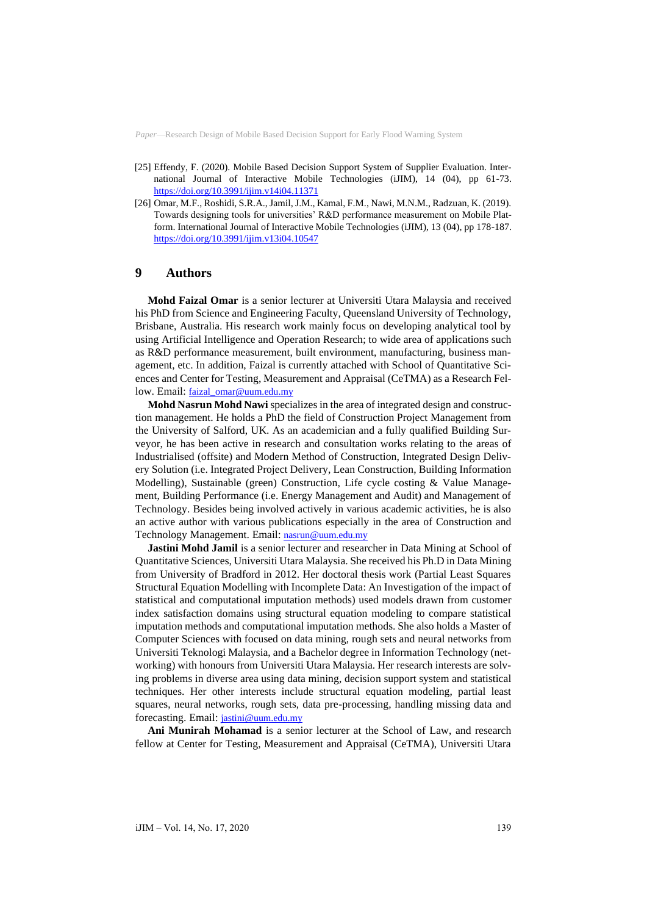[25] Effendy, F. (2020). Mobile Based Decision Support System of Supplier Evaluation. International Journal of Interactive Mobile Technologies (iJIM), 14 (04), pp 61-73. https://doi.org/10.3991/ijim.v14i04.11371

[26] Omar, M.F., Roshidi, S.R.A., Jamil, J.M., Kamal, F.M., Nawi, M.N.M., Radzuan, K. (2019). Towards designing tools for universities' R&D performance measurement on Mobile Platform. International Journal of Interactive Mobile Technologies (iJIM), 13 (04), pp 178-187. https://doi.org/10.3991/ijim.v13i04.10547

## 9 Authors

**Mohd Faizal Omar** is a senior lecturer at Universiti Utara Malaysia and received his PhD from Science and Engineering Faculty, Queensland University of Technology, Brisbane, Australia. His research work mainly focus on developing analytical tool by using Artificial Intelligence and Operation Research; to wide area of applications such as R&D performance measurement, built environment, manufacturing, business management, etc. In addition, Faizal is currently attached with School of Quantitative Sciences and Center for Testing, Measurement and Appraisal (CeTMA) as a Research Fellow. Email: faizal_omar@uum.edu.my

**Mohd Nasrun Mohd Nawi** specializes in the area of integrated design and construction management. He holds a PhD the field of Construction Project Management from the University of Salford, UK. As an academician and a fully qualified Building Surveyor, he has been active in research and consultation works relating to the areas of Industrialised (offsite) and Modern Method of Construction, Integrated Design Delivery Solution (i.e. Integrated Project Delivery, Lean Construction, Building Information Modelling), Sustainable (green) Construction, Life cycle costing & Value Management, Building Performance (i.e. Energy Management and Audit) and Management of Technology. Besides being involved actively in various academic activities, he is also an active author with various publications especially in the area of Construction and Technology Management. Email: nasrun@uum.edu.my

**Jastini Mohd Jamil** is a senior lecturer and researcher in Data Mining at School of Quantitative Sciences, Universiti Utara Malaysia. She received his Ph.D in Data Mining from University of Bradford in 2012. Her doctoral thesis work (Partial Least Squares Structural Equation Modelling with Incomplete Data: An Investigation of the impact of statistical and computational imputation methods) used models drawn from customer index satisfaction domains using structural equation modeling to compare statistical imputation methods and computational imputation methods. She also holds a Master of Computer Sciences with focused on data mining, rough sets and neural networks from Universiti Teknologi Malaysia, and a Bachelor degree in Information Technology (networking) with honours from Universiti Utara Malaysia. Her research interests are solving problems in diverse area using data mining, decision support system and statistical techniques. Her other interests include structural equation modeling, partial least squares, neural networks, rough sets, data pre-processing, handling missing data and forecasting. Email: jastini@uum.edu.my

**Ani Munirah Mohamad** is a senior lecturer at the School of Law, and research fellow at Center for Testing, Measurement and Appraisal (CeTMA), Universiti Utara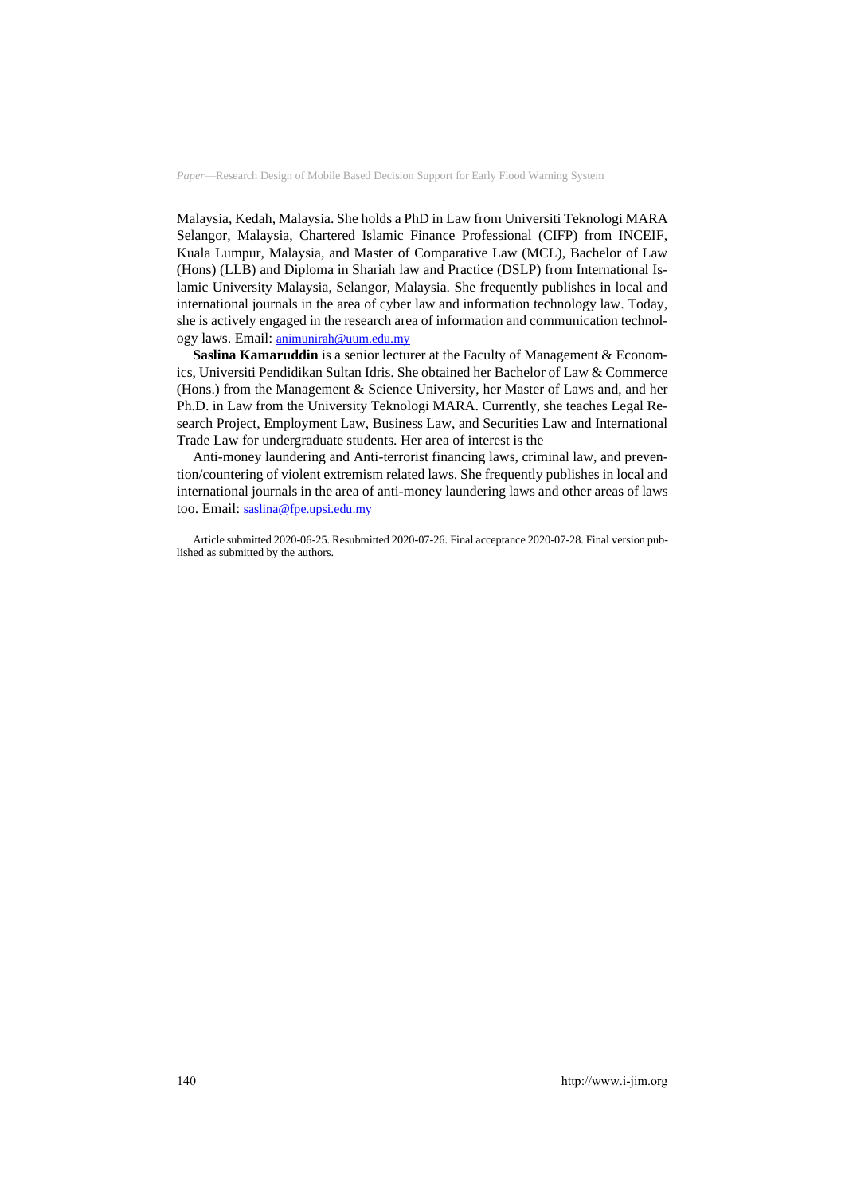Malaysia, Kedah, Malaysia. She holds a PhD in Law from Universiti Teknologi MARA Selangor, Malaysia, Chartered Islamic Finance Professional (CIFP) from INCEIF, Kuala Lumpur, Malaysia, and Master of Comparative Law (MCL), Bachelor of Law (Hons) (LLB) and Diploma in Shariah law and Practice (DSLP) from International Islamic University Malaysia, Selangor, Malaysia. She frequently publishes in local and international journals in the area of cyber law and information technology law. Today, she is actively engaged in the research area of information and communication technology laws. Email: animunirah@uum.edu.my

**Saslina Kamaruddin** is a senior lecturer at the Faculty of Management & Economics, Universiti Pendidikan Sultan Idris. She obtained her Bachelor of Law & Commerce (Hons.) from the Management & Science University, her Master of Laws and, and her Ph.D. in Law from the University Teknologi MARA. Currently, she teaches Legal Research Project, Employment Law, Business Law, and Securities Law and International Trade Law for undergraduate students. Her area of interest is the

Anti-money laundering and Anti-terrorist financing laws, criminal law, and prevention/countering of violent extremism related laws. She frequently publishes in local and international journals in the area of anti-money laundering laws and other areas of laws too. Email: saslina@fpe.upsi.edu.my

Article submitted 2020-06-25. Resubmitted 2020-07-26. Final acceptance 2020-07-28. Final version published as submitted by the authors.